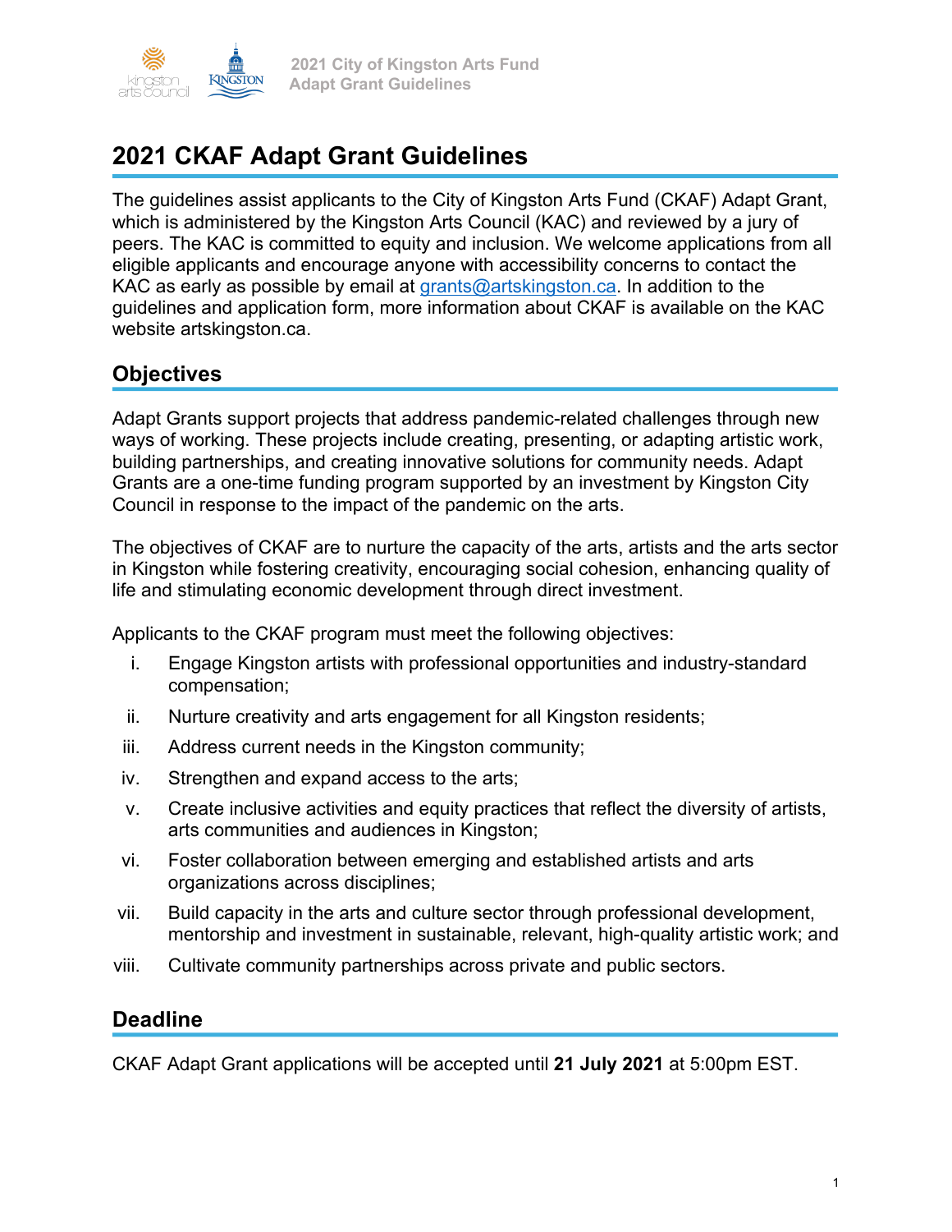# 2021 CKAF Adapt Grant Guidelines

The guidelines assist applicants to the City of Kingston Arts Fund (CKAF) Adapt Grant, which is administered by the Kingston Arts Council (KAC) and reviewed by a jury of peers. The KAC is committed to equity and inclusion. We welcome applications from all eligible applicants and encourage anyone with accessibility concerns to contact the KAC as early as possible by email at grants@artskingston.ca. In addition to the guidelines and application form, more information about CKAF is available on the KAC website artskingston.ca.

## Objectives

Adapt Grants support projects that address pandemic-related challenges through new ways of working. These projects include creating, presenting, or adapting artistic work, building partnerships, and creating innovative solutions for community needs. Adapt Grants are a one-time funding program supported by an investment by Kingston City Council in response to the impact of the pandemic on the arts.

The objectives of CKAF are to nurture the capacity of the arts, artists and the arts sector in Kingston while fostering creativity, encouraging social cohesion, enhancing quality of life and stimulating economic development through direct investment.

Applicants to the CKAF program must meet the following objectives:

i. Engage Kingston artists with professional opportunities and industry-standard compensation;

ii. Nurture creativity and arts engagement for all Kingston residents;

iii. Address current needs in the Kingston community;

iv. Strengthen and expand access to the arts;

v. Create inclusive activities and equity practices that reflect the diversity of artists, arts communities and audiences in Kingston;

vi. Foster collaboration between emerging and established artists and arts organizations across disciplines;

vii. Build capacity in the arts and culture sector through professional development, mentorship and investment in sustainable, relevant, high-quality artistic work; and

viii. Cultivate community partnerships across private and public sectors.

## Deadline

CKAF Adapt Grant applications will be accepted until **21 July 2021** at 5:00pm EST.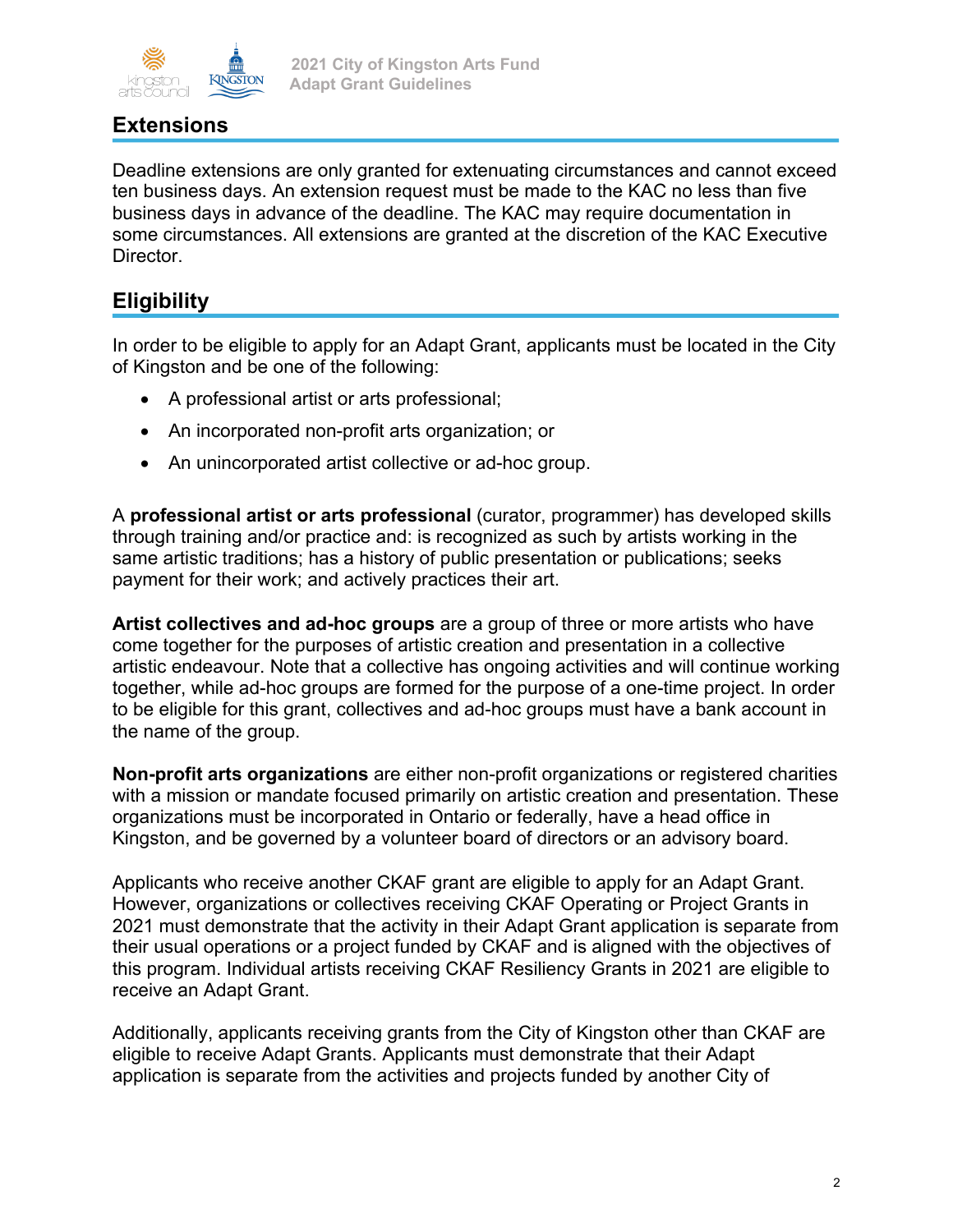## Extensions

Deadline extensions are only granted for extenuating circumstances and cannot exceed ten business days. An extension request must be made to the KAC no less than five business days in advance of the deadline. The KAC may require documentation in some circumstances. All extensions are granted at the discretion of the KAC Executive Director.

## Eligibility

In order to be eligible to apply for an Adapt Grant, applicants must be located in the City of Kingston and be one of the following:

- A professional artist or arts professional;
- An incorporated non-profit arts organization; or
- An unincorporated artist collective or ad-hoc group.

A **professional artist or arts professional** (curator, programmer) has developed skills through training and/or practice and: is recognized as such by artists working in the same artistic traditions; has a history of public presentation or publications; seeks payment for their work; and actively practices their art.

**Artist collectives and ad-hoc groups** are a group of three or more artists who have come together for the purposes of artistic creation and presentation in a collective artistic endeavour. Note that a collective has ongoing activities and will continue working together, while ad-hoc groups are formed for the purpose of a one-time project. In order to be eligible for this grant, collectives and ad-hoc groups must have a bank account in the name of the group.

**Non-profit arts organizations** are either non-profit organizations or registered charities with a mission or mandate focused primarily on artistic creation and presentation. These organizations must be incorporated in Ontario or federally, have a head office in Kingston, and be governed by a volunteer board of directors or an advisory board.

Applicants who receive another CKAF grant are eligible to apply for an Adapt Grant. However, organizations or collectives receiving CKAF Operating or Project Grants in 2021 must demonstrate that the activity in their Adapt Grant application is separate from their usual operations or a project funded by CKAF and is aligned with the objectives of this program. Individual artists receiving CKAF Resiliency Grants in 2021 are eligible to receive an Adapt Grant.

Additionally, applicants receiving grants from the City of Kingston other than CKAF are eligible to receive Adapt Grants. Applicants must demonstrate that their Adapt application is separate from the activities and projects funded by another City of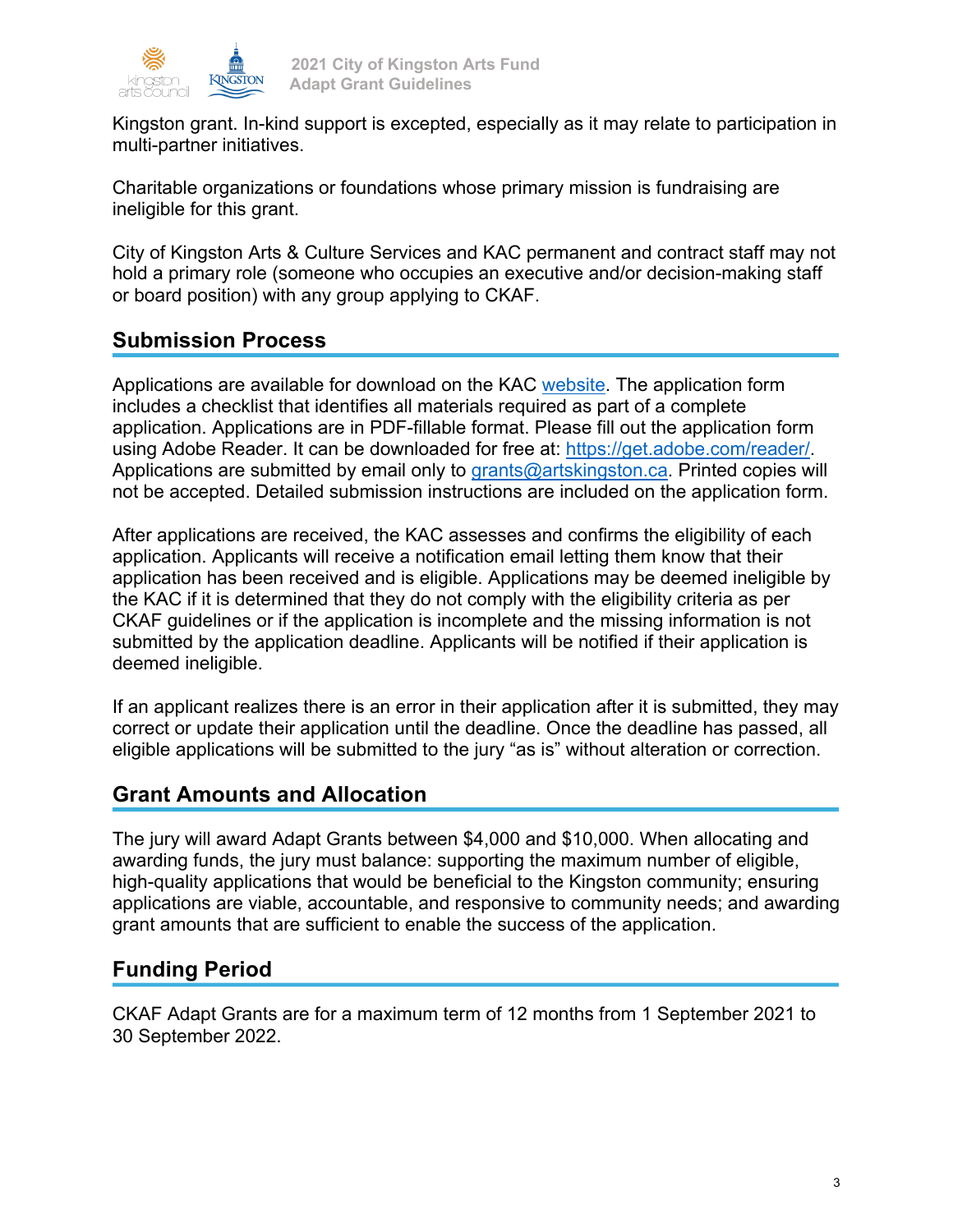Kingston grant. In-kind support is excepted, especially as it may relate to participation in multi-partner initiatives.

Charitable organizations or foundations whose primary mission is fundraising are ineligible for this grant.

City of Kingston Arts & Culture Services and KAC permanent and contract staff may not hold a primary role (someone who occupies an executive and/or decision-making staff or board position) with any group applying to CKAF.

## Submission Process

Applications are available for download on the KAC [website](). The application form includes a checklist that identifies all materials required as part of a complete application. Applications are in PDF-fillable format. Please fill out the application form using Adobe Reader. It can be downloaded for free at: [https://get.adobe.com/reader/](https://get.adobe.com/reader/). Applications are submitted by email only to [grants@artskingston.ca](mailto:grants@artskingston.ca). Printed copies will not be accepted. Detailed submission instructions are included on the application form.

After applications are received, the KAC assesses and confirms the eligibility of each application. Applicants will receive a notification email letting them know that their application has been received and is eligible. Applications may be deemed ineligible by the KAC if it is determined that they do not comply with the eligibility criteria as per CKAF guidelines or if the application is incomplete and the missing information is not submitted by the application deadline. Applicants will be notified if their application is deemed ineligible.

If an applicant realizes there is an error in their application after it is submitted, they may correct or update their application until the deadline. Once the deadline has passed, all eligible applications will be submitted to the jury "as is" without alteration or correction.

## Grant Amounts and Allocation

The jury will award Adapt Grants between $4,000 and $10,000. When allocating and awarding funds, the jury must balance: supporting the maximum number of eligible, high-quality applications that would be beneficial to the Kingston community; ensuring applications are viable, accountable, and responsive to community needs; and awarding grant amounts that are sufficient to enable the success of the application.

## Funding Period

CKAF Adapt Grants are for a maximum term of 12 months from 1 September 2021 to 30 September 2022.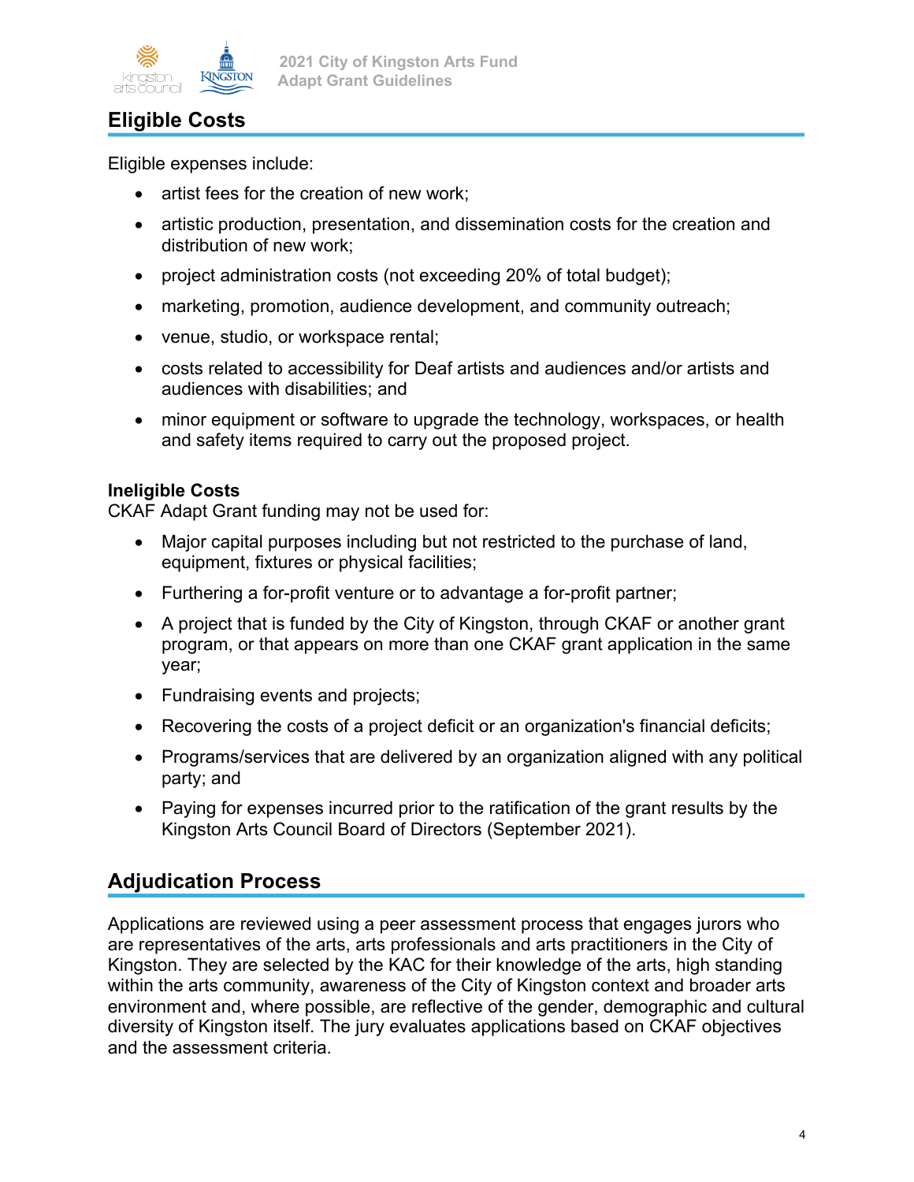## Eligible Costs

Eligible expenses include:

- artist fees for the creation of new work;
- artistic production, presentation, and dissemination costs for the creation and distribution of new work;
- project administration costs (not exceeding 20% of total budget);
- marketing, promotion, audience development, and community outreach;
- venue, studio, or workspace rental;
- costs related to accessibility for Deaf artists and audiences and/or artists and audiences with disabilities; and
- minor equipment or software to upgrade the technology, workspaces, or health and safety items required to carry out the proposed project.

**Ineligible Costs**

CKAF Adapt Grant funding may not be used for:

- Major capital purposes including but not restricted to the purchase of land, equipment, fixtures or physical facilities;
- Furthering a for-profit venture or to advantage a for-profit partner;
- A project that is funded by the City of Kingston, through CKAF or another grant program, or that appears on more than one CKAF grant application in the same year;
- Fundraising events and projects;
- Recovering the costs of a project deficit or an organization's financial deficits;
- Programs/services that are delivered by an organization aligned with any political party; and
- Paying for expenses incurred prior to the ratification of the grant results by the Kingston Arts Council Board of Directors (September 2021).

## Adjudication Process

Applications are reviewed using a peer assessment process that engages jurors who are representatives of the arts, arts professionals and arts practitioners in the City of Kingston. They are selected by the KAC for their knowledge of the arts, high standing within the arts community, awareness of the City of Kingston context and broader arts environment and, where possible, are reflective of the gender, demographic and cultural diversity of Kingston itself. The jury evaluates applications based on CKAF objectives and the assessment criteria.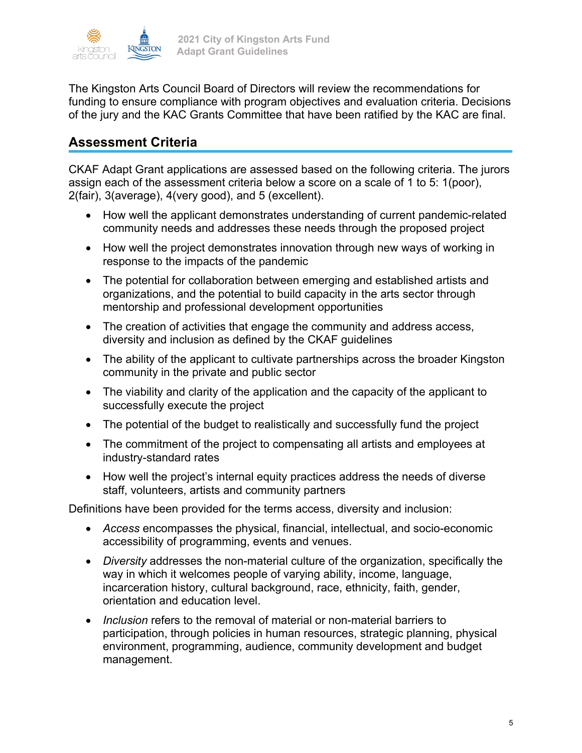The Kingston Arts Council Board of Directors will review the recommendations for funding to ensure compliance with program objectives and evaluation criteria. Decisions of the jury and the KAC Grants Committee that have been ratified by the KAC are final.

## Assessment Criteria

CKAF Adapt Grant applications are assessed based on the following criteria. The jurors assign each of the assessment criteria below a score on a scale of 1 to 5: 1(poor), 2(fair), 3(average), 4(very good), and 5 (excellent).

- How well the applicant demonstrates understanding of current pandemic-related community needs and addresses these needs through the proposed project
- How well the project demonstrates innovation through new ways of working in response to the impacts of the pandemic
- The potential for collaboration between emerging and established artists and organizations, and the potential to build capacity in the arts sector through mentorship and professional development opportunities
- The creation of activities that engage the community and address access, diversity and inclusion as defined by the CKAF guidelines
- The ability of the applicant to cultivate partnerships across the broader Kingston community in the private and public sector
- The viability and clarity of the application and the capacity of the applicant to successfully execute the project
- The potential of the budget to realistically and successfully fund the project
- The commitment of the project to compensating all artists and employees at industry-standard rates
- How well the project's internal equity practices address the needs of diverse staff, volunteers, artists and community partners

Definitions have been provided for the terms access, diversity and inclusion:

- *Access* encompasses the physical, financial, intellectual, and socio-economic accessibility of programming, events and venues.
- *Diversity* addresses the non-material culture of the organization, specifically the way in which it welcomes people of varying ability, income, language, incarceration history, cultural background, race, ethnicity, faith, gender, orientation and education level.
- *Inclusion* refers to the removal of material or non-material barriers to participation, through policies in human resources, strategic planning, physical environment, programming, audience, community development and budget management.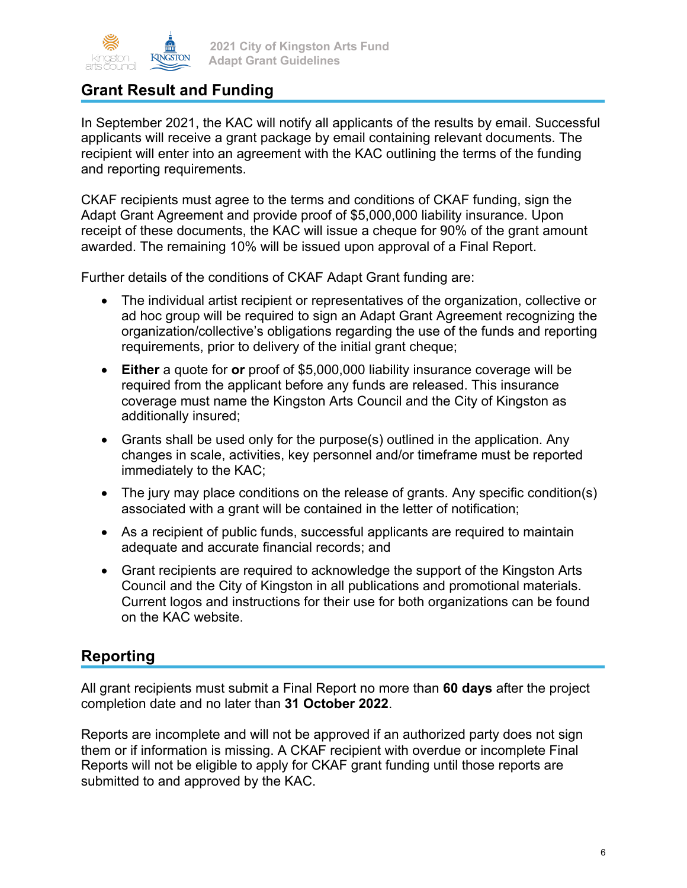## Grant Result and Funding

In September 2021, the KAC will notify all applicants of the results by email. Successful applicants will receive a grant package by email containing relevant documents. The recipient will enter into an agreement with the KAC outlining the terms of the funding and reporting requirements.

CKAF recipients must agree to the terms and conditions of CKAF funding, sign the Adapt Grant Agreement and provide proof of $5,000,000 liability insurance. Upon receipt of these documents, the KAC will issue a cheque for 90% of the grant amount awarded. The remaining 10% will be issued upon approval of a Final Report.

Further details of the conditions of CKAF Adapt Grant funding are:

- The individual artist recipient or representatives of the organization, collective or ad hoc group will be required to sign an Adapt Grant Agreement recognizing the organization/collective's obligations regarding the use of the funds and reporting requirements, prior to delivery of the initial grant cheque;
- **Either** a quote for **or** proof of $5,000,000 liability insurance coverage will be required from the applicant before any funds are released. This insurance coverage must name the Kingston Arts Council and the City of Kingston as additionally insured;
- Grants shall be used only for the purpose(s) outlined in the application. Any changes in scale, activities, key personnel and/or timeframe must be reported immediately to the KAC;
- The jury may place conditions on the release of grants. Any specific condition(s) associated with a grant will be contained in the letter of notification;
- As a recipient of public funds, successful applicants are required to maintain adequate and accurate financial records; and
- Grant recipients are required to acknowledge the support of the Kingston Arts Council and the City of Kingston in all publications and promotional materials. Current logos and instructions for their use for both organizations can be found on the KAC website.

## Reporting

All grant recipients must submit a Final Report no more than **60 days** after the project completion date and no later than **31 October 2022**.

Reports are incomplete and will not be approved if an authorized party does not sign them or if information is missing. A CKAF recipient with overdue or incomplete Final Reports will not be eligible to apply for CKAF grant funding until those reports are submitted to and approved by the KAC.